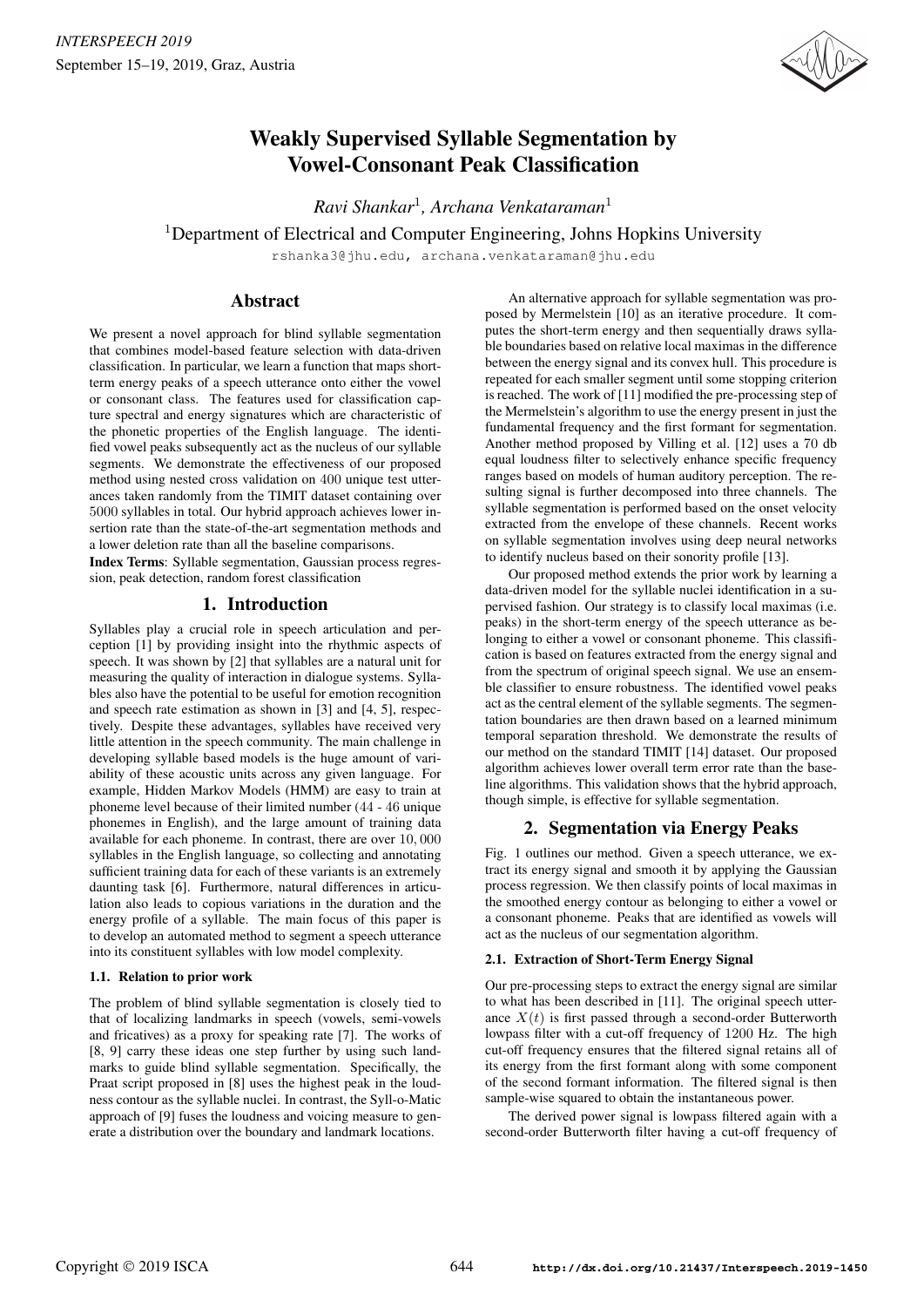# Weakly Supervised Syllable Segmentation by Vowel-Consonant Peak Classification

*Ravi Shankar*[1], *Archana Venkataraman*[1]

[1]Department of Electrical and Computer Engineering, Johns Hopkins University

rshanka3@jhu.edu, archana.venkataraman@jhu.edu

## Abstract

We present a novel approach for blind syllable segmentation that combines model-based feature selection with data-driven classification. In particular, we learn a function that maps short-term energy peaks of a speech utterance onto either the vowel or consonant class. The features used for classification capture spectral and energy signatures which are characteristic of the phonetic properties of the English language. The identified vowel peaks subsequently act as the nucleus of our syllable segments. We demonstrate the effectiveness of our proposed method using nested cross validation on 400 unique test utterances taken randomly from the TIMIT dataset containing over 5000 syllables in total. Our hybrid approach achieves lower insertion rate than the state-of-the-art segmentation methods and a lower deletion rate than all the baseline comparisons.

**Index Terms**: Syllable segmentation, Gaussian process regression, peak detection, random forest classification

## 1. Introduction

Syllables play a crucial role in speech articulation and perception [1] by providing insight into the rhythmic aspects of speech. It was shown by [2] that syllables are a natural unit for measuring the quality of interaction in dialogue systems. Syllables also have the potential to be useful for emotion recognition and speech rate estimation as shown in [3] and [4, 5], respectively. Despite these advantages, syllables have received very little attention in the speech community. The main challenge in developing syllable based models is the huge amount of variability of these acoustic units across any given language. For example, Hidden Markov Models (HMM) are easy to train at phoneme level because of their limited number (44 - 46 unique phonemes in English), and the large amount of training data available for each phoneme. In contrast, there are over 10,000 syllables in the English language, so collecting and annotating sufficient training data for each of these variants is an extremely daunting task [6]. Furthermore, natural differences in articulation also leads to copious variations in the duration and the energy profile of a syllable. The main focus of this paper is to develop an automated method to segment a speech utterance into its constituent syllables with low model complexity.

### 1.1. Relation to prior work

The problem of blind syllable segmentation is closely tied to that of localizing landmarks in speech (vowels, semi-vowels and fricatives) as a proxy for speaking rate [7]. The works of [8, 9] carry these ideas one step further by using such landmarks to guide blind syllable segmentation. Specifically, the Praat script proposed in [8] uses the highest peak in the loudness contour as the syllable nuclei. In contrast, the Syll-o-Matic approach of [9] fuses the loudness and voicing measure to generate a distribution over the boundary and landmark locations.

An alternative approach for syllable segmentation was proposed by Mermelstein [10] as an iterative procedure. It computes the short-term energy and then sequentially draws syllable boundaries based on relative local maximas in the difference between the energy signal and its convex hull. This procedure is repeated for each smaller segment until some stopping criterion is reached. The work of [11] modified the pre-processing step of the Mermelstein's algorithm to use the energy present in just the fundamental frequency and the first formant for segmentation. Another method proposed by Villing et al. [12] uses a 70 db equal loudness filter to selectively enhance specific frequency ranges based on models of human auditory perception. The resulting signal is further decomposed into three channels. The syllable segmentation is performed based on the onset velocity extracted from the envelope of these channels. Recent works on syllable segmentation involves using deep neural networks to identify nucleus based on their sonority profile [13].

Our proposed method extends the prior work by learning a data-driven model for the syllable nuclei identification in a supervised fashion. Our strategy is to classify local maximas (i.e. peaks) in the short-term energy of the speech utterance as belonging to either a vowel or consonant phoneme. This classification is based on features extracted from the energy signal and from the spectrum of original speech signal. We use an ensemble classifier to ensure robustness. The identified vowel peaks act as the central element of the syllable segments. The segmentation boundaries are then drawn based on a learned minimum temporal separation threshold. We demonstrate the results of our method on the standard TIMIT [14] dataset. Our proposed algorithm achieves lower overall term error rate than the baseline algorithms. This validation shows that the hybrid approach, though simple, is effective for syllable segmentation.

## 2. Segmentation via Energy Peaks

Fig. 1 outlines our method. Given a speech utterance, we extract its energy signal and smooth it by applying the Gaussian process regression. We then classify points of local maximas in the smoothed energy contour as belonging to either a vowel or a consonant phoneme. Peaks that are identified as vowels will act as the nucleus of our segmentation algorithm.

### 2.1. Extraction of Short-Term Energy Signal

Our pre-processing steps to extract the energy signal are similar to what has been described in [11]. The original speech utterance $X(t)$ is first passed through a second-order Butterworth lowpass filter with a cut-off frequency of 1200 Hz. The high cut-off frequency ensures that the filtered signal retains all of its energy from the first formant along with some component of the second formant information. The filtered signal is then sample-wise squared to obtain the instantaneous power.

The derived power signal is lowpass filtered again with a second-order Butterworth filter having a cut-off frequency of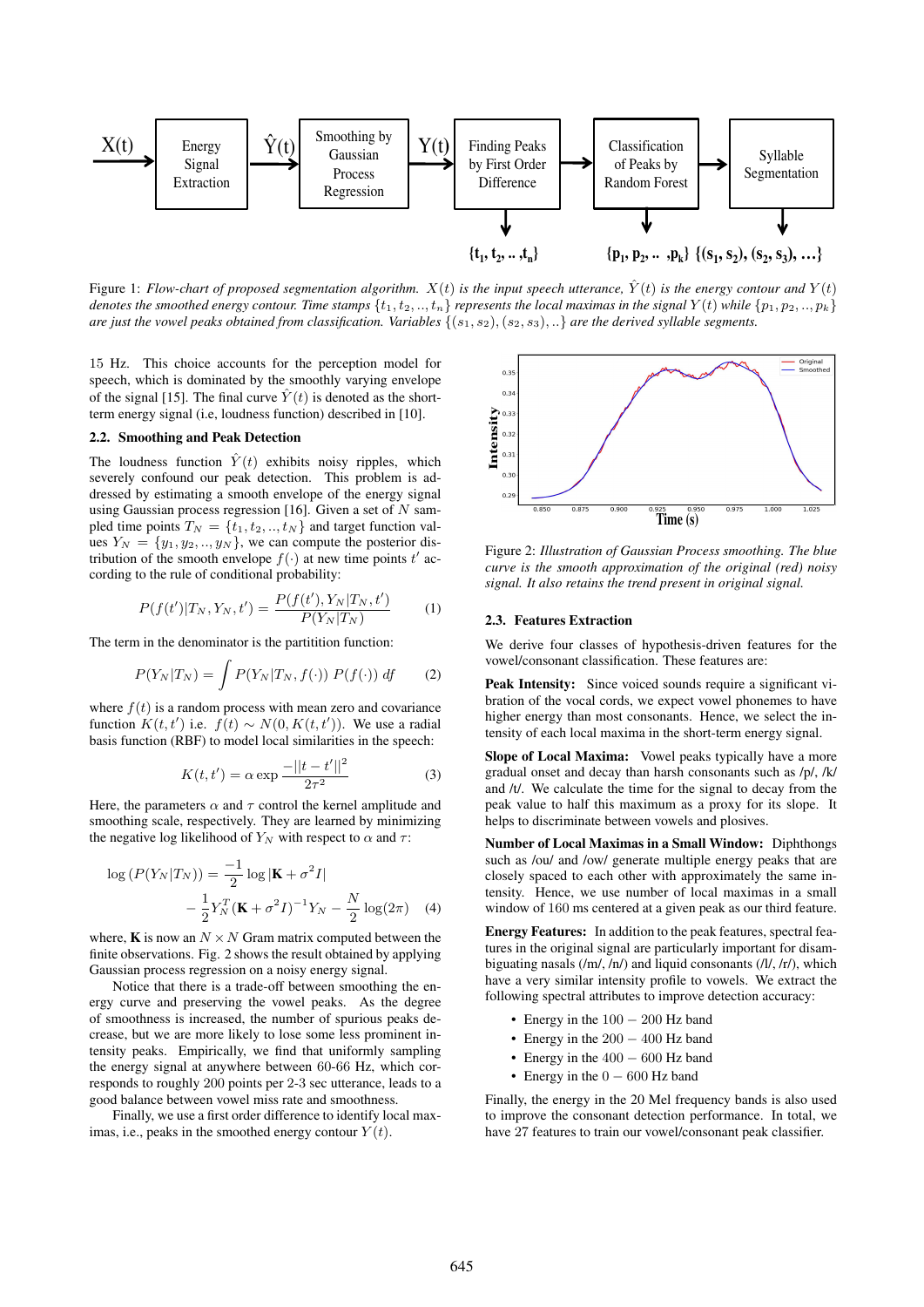Figure 1: *Flow-chart of proposed segmentation algorithm. $X(t)$ is the input speech utterance, $\hat{Y}(t)$ is the energy contour and $Y(t)$ denotes the smoothed energy contour. Time stamps $\{t_1, t_2, .., t_n\}$ represents the local maximas in the signal $Y(t)$ while $\{p_1, p_2, .., p_k\}$ are just the vowel peaks obtained from classification. Variables $\{(s_1, s_2), (s_2, s_3), ..\}$ are the derived syllable segments.*

15 Hz. This choice accounts for the perception model for speech, which is dominated by the smoothly varying envelope of the signal [15]. The final curve $\hat{Y}(t)$ is denoted as the short-term energy signal (i.e, loudness function) described in [10].

### 2.2. Smoothing and Peak Detection

The loudness function $\hat{Y}(t)$ exhibits noisy ripples, which severely confound our peak detection. This problem is addressed by estimating a smooth envelope of the energy signal using Gaussian process regression [16]. Given a set of $N$ sampled time points $T_N = \{t_1, t_2, .., t_N\}$ and target function values $Y_N = \{y_1, y_2, .., y_N\}$, we can compute the posterior distribution of the smooth envelope $f(\cdot)$ at new time points $t'$ according to the rule of conditional probability:

$$P(f(t')|T_N, Y_N, t') = \frac{P(f(t'), Y_N|T_N, t')}{P(Y_N|T_N)} \tag{1}$$

The term in the denominator is the partitition function:

$$P(Y_N|T_N) = \int P(Y_N|T_N, f(\cdot))\ P(f(\cdot))\ df \tag{2}$$

where $f(t)$ is a random process with mean zero and covariance function $K(t,t')$ i.e. $f(t) \sim N(0, K(t,t'))$. We use a radial basis function (RBF) to model local similarities in the speech:

$$K(t,t') = \alpha \exp \frac{-||t - t'||^2}{2\tau^2} \tag{3}$$

Here, the parameters $\alpha$ and $\tau$ control the kernel amplitude and smoothing scale, respectively. They are learned by minimizing the negative log likelihood of $Y_N$ with respect to $\alpha$ and $\tau$:

$$\log\left(P(Y_N|T_N)\right) = \frac{-1}{2}\log|\mathbf{K} + \sigma^2 I| - \frac{1}{2}Y_N^T(\mathbf{K} + \sigma^2 I)^{-1}Y_N - \frac{N}{2}\log(2\pi) \tag{4}$$

where, $\mathbf{K}$ is now an $N \times N$ Gram matrix computed between the finite observations. Fig. 2 shows the result obtained by applying Gaussian process regression on a noisy energy signal.

Notice that there is a trade-off between smoothing the energy curve and preserving the vowel peaks. As the degree of smoothness is increased, the number of spurious peaks decrease, but we are more likely to lose some less prominent intensity peaks. Empirically, we find that uniformly sampling the energy signal at anywhere between 60-66 Hz, which corresponds to roughly 200 points per 2-3 sec utterance, leads to a good balance between vowel miss rate and smoothness.

Finally, we use a first order difference to identify local maximas, i.e., peaks in the smoothed energy contour $Y(t)$.

Figure 2: *Illustration of Gaussian Process smoothing. The blue curve is the smooth approximation of the original (red) noisy signal. It also retains the trend present in original signal.*

### 2.3. Features Extraction

We derive four classes of hypothesis-driven features for the vowel/consonant classification. These features are:

**Peak Intensity:** Since voiced sounds require a significant vibration of the vocal cords, we expect vowel phonemes to have higher energy than most consonants. Hence, we select the intensity of each local maxima in the short-term energy signal.

**Slope of Local Maxima:** Vowel peaks typically have a more gradual onset and decay than harsh consonants such as /p/, /k/ and /t/. We calculate the time for the signal to decay from the peak value to half this maximum as a proxy for its slope. It helps to discriminate between vowels and plosives.

**Number of Local Maximas in a Small Window:** Diphthongs such as /ou/ and /ow/ generate multiple energy peaks that are closely spaced to each other with approximately the same intensity. Hence, we use number of local maximas in a small window of 160 ms centered at a given peak as our third feature.

**Energy Features:** In addition to the peak features, spectral features in the original signal are particularly important for disambiguating nasals (/m/, /n/) and liquid consonants (/l/, /r/), which have a very similar intensity profile to vowels. We extract the following spectral attributes to improve detection accuracy:

- Energy in the $100 - 200$ Hz band
- Energy in the $200 - 400$ Hz band
- Energy in the $400 - 600$ Hz band
- Energy in the $0 - 600$ Hz band

Finally, the energy in the 20 Mel frequency bands is also used to improve the consonant detection performance. In total, we have 27 features to train our vowel/consonant peak classifier.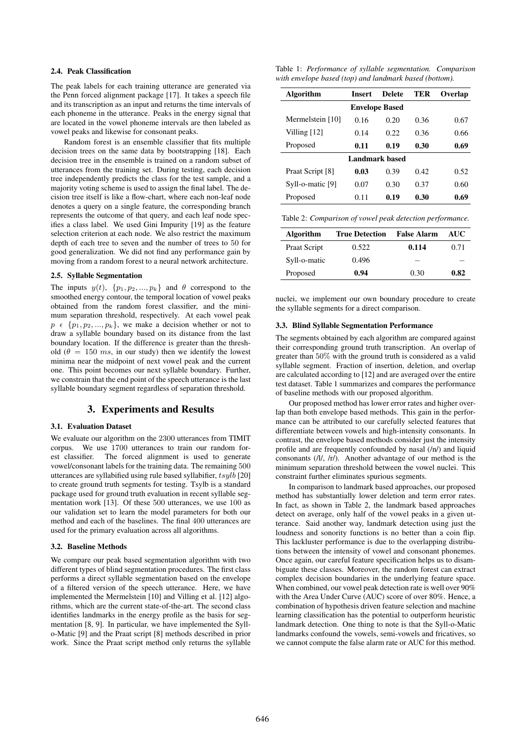### 2.4. Peak Classification

The peak labels for each training utterance are generated via the Penn forced alignment package [17]. It takes a speech file and its transcription as an input and returns the time intervals of each phoneme in the utterance. Peaks in the energy signal that are located in the vowel phoneme intervals are then labeled as vowel peaks and likewise for consonant peaks.

Random forest is an ensemble classifier that fits multiple decision trees on the same data by bootstrapping [18]. Each decision tree in the ensemble is trained on a random subset of utterances from the training set. During testing, each decision tree independently predicts the class for the test sample, and a majority voting scheme is used to assign the final label. The decision tree itself is like a flow-chart, where each non-leaf node denotes a query on a single feature, the corresponding branch represents the outcome of that query, and each leaf node specifies a class label. We used Gini Impurity [19] as the feature selection criterion at each node. We also restrict the maximum depth of each tree to seven and the number of trees to 50 for good generalization. We did not find any performance gain by moving from a random forest to a neural network architecture.

### 2.5. Syllable Segmentation

The inputs $y(t)$, $\{p_1, p_2, ..., p_k\}$ and $\theta$ correspond to the smoothed energy contour, the temporal location of vowel peaks obtained from the random forest classifier, and the minimum separation threshold, respectively. At each vowel peak $p \in \{p_1, p_2, ..., p_k\}$, we make a decision whether or not to draw a syllable boundary based on its distance from the last boundary location. If the difference is greater than the threshold ($\theta = 150\ ms$, in our study) then we identify the lowest minima near the midpoint of next vowel peak and the current one. This point becomes our next syllable boundary. Further, we constrain that the end point of the speech utterance is the last syllable boundary segment regardless of separation threshold.

## 3. Experiments and Results

### 3.1. Evaluation Dataset

We evaluate our algorithm on the 2300 utterances from TIMIT corpus. We use 1700 utterances to train our random forest classifier. The forced alignment is used to generate vowel/consonant labels for the training data. The remaining 500 utterances are syllabified using rule based syllabifier, $tsylb$ [20] to create ground truth segments for testing. Tsylb is a standard package used for ground truth evaluation in recent syllable segmentation work [13]. Of these 500 utterances, we use 100 as our validation set to learn the model parameters for both our method and each of the baselines. The final 400 utterances are used for the primary evaluation across all algorithms.

### 3.2. Baseline Methods

We compare our peak based segmentation algorithm with two different types of blind segmentation procedures. The first class performs a direct syllable segmentation based on the envelope of a filtered version of the speech utterance. Here, we have implemented the Mermelstein [10] and Villing et al. [12] algorithms, which are the current state-of-the-art. The second class identifies landmarks in the energy profile as the basis for segmentation [8, 9]. In particular, we have implemented the Syll-o-Matic [9] and the Praat script [8] methods described in prior work. Since the Praat script method only returns the syllable nuclei, we implement our own boundary procedure to create the syllable segments for a direct comparison.

Table 1: *Performance of syllable segmentation. Comparison with envelope based (top) and landmark based (bottom).*

| Algorithm | Insert | Delete | TER | Overlap |
|---|---|---|---|---|
| **Envelope Based** | | | | |
| Mermelstein [10] | 0.16 | 0.20 | 0.36 | 0.67 |
| Villing [12] | 0.14 | 0.22 | 0.36 | 0.66 |
| Proposed | **0.11** | **0.19** | **0.30** | **0.69** |
| **Landmark based** | | | | |
| Praat Script [8] | **0.03** | 0.39 | 0.42 | 0.52 |
| Syll-o-matic [9] | 0.07 | 0.30 | 0.37 | 0.60 |
| Proposed | 0.11 | **0.19** | **0.30** | **0.69** |

Table 2: *Comparison of vowel peak detection performance.*

| Algorithm | True Detection | False Alarm | AUC |
|---|---|---|---|
| Praat Script | 0.522 | **0.114** | 0.71 |
| Syll-o-matic | 0.496 | – | – |
| Proposed | **0.94** | 0.30 | **0.82** |

### 3.3. Blind Syllable Segmentation Performance

The segments obtained by each algorithm are compared against their corresponding ground truth transcription. An overlap of greater than 50% with the ground truth is considered as a valid syllable segment. Fraction of insertion, deletion, and overlap are calculated according to [12] and are averaged over the entire test dataset. Table 1 summarizes and compares the performance of baseline methods with our proposed algorithm.

Our proposed method has lower error rates and higher overlap than both envelope based methods. This gain in the performance can be attributed to our carefully selected features that differentiate between vowels and high-intensity consonants. In contrast, the envelope based methods consider just the intensity profile and are frequently confounded by nasal (/n/) and liquid consonants (/l/, /r/). Another advantage of our method is the minimum separation threshold between the vowel nuclei. This constraint further eliminates spurious segments.

In comparison to landmark based approaches, our proposed method has substantially lower deletion and term error rates. In fact, as shown in Table 2, the landmark based approaches detect on average, only half of the vowel peaks in a given utterance. Said another way, landmark detection using just the loudness and sonority functions is no better than a coin flip. This lackluster performance is due to the overlapping distributions between the intensity of vowel and consonant phonemes. Once again, our careful feature specification helps us to disambiguate these classes. Moreover, the random forest can extract complex decision boundaries in the underlying feature space. When combined, our vowel peak detection rate is well over 90% with the Area Under Curve (AUC) score of over 80%. Hence, a combination of hypothesis driven feature selection and machine learning classification has the potential to outperform heuristic landmark detection. One thing to note is that the Syll-o-Matic landmarks confound the vowels, semi-vowels and fricatives, so we cannot compute the false alarm rate or AUC for this method.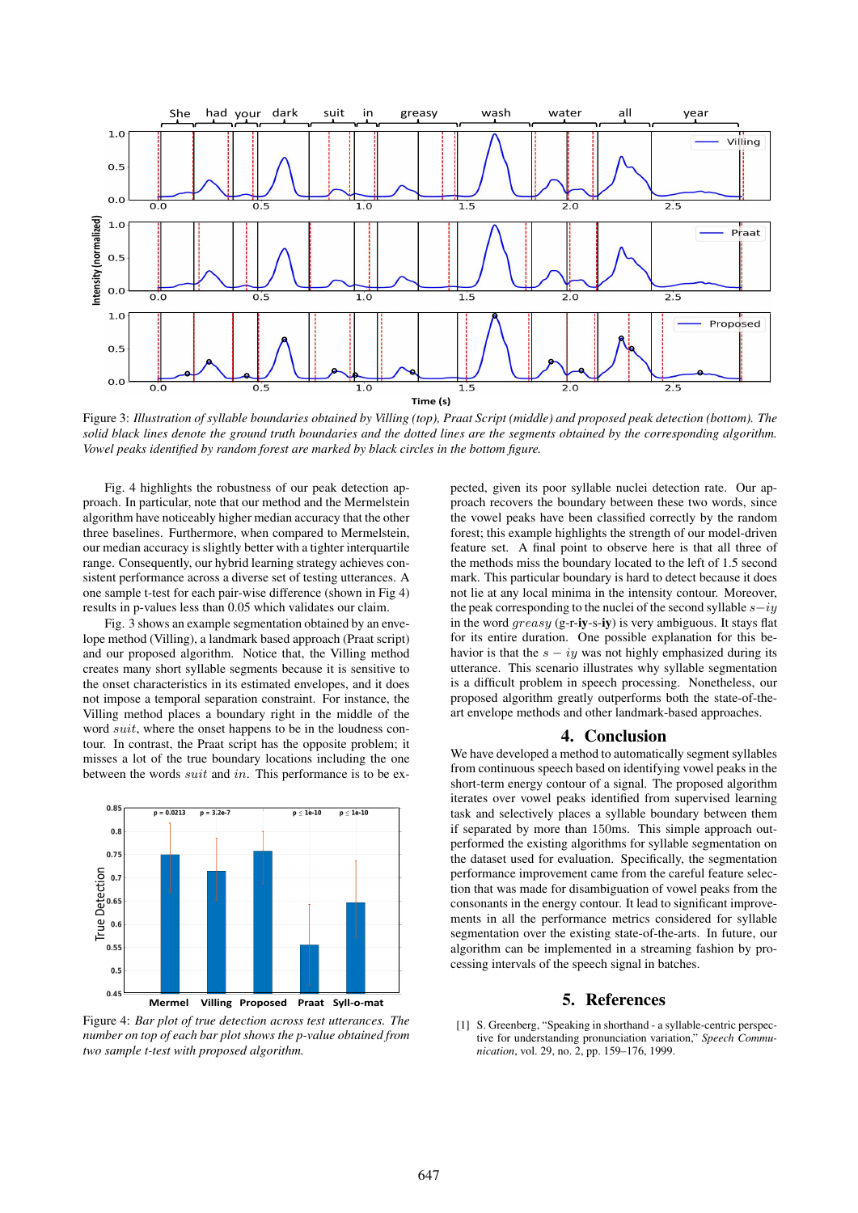Figure 3: *Illustration of syllable boundaries obtained by Villing (top), Praat Script (middle) and proposed peak detection (bottom). The solid black lines denote the ground truth boundaries and the dotted lines are the segments obtained by the corresponding algorithm. Vowel peaks identified by random forest are marked by black circles in the bottom figure.*

Fig. 4 highlights the robustness of our peak detection approach. In particular, note that our method and the Mermelstein algorithm have noticeably higher median accuracy that the other three baselines. Furthermore, when compared to Mermelstein, our median accuracy is slightly better with a tighter interquartile range. Consequently, our hybrid learning strategy achieves consistent performance across a diverse set of testing utterances. A one sample t-test for each pair-wise difference (shown in Fig 4) results in p-values less than 0.05 which validates our claim.

Fig. 3 shows an example segmentation obtained by an envelope method (Villing), a landmark based approach (Praat script) and our proposed algorithm. Notice that, the Villing method creates many short syllable segments because it is sensitive to the onset characteristics in its estimated envelopes, and it does not impose a temporal separation constraint. For instance, the Villing method places a boundary right in the middle of the word $suit$, where the onset happens to be in the loudness contour. In contrast, the Praat script has the opposite problem; it misses a lot of the true boundary locations including the one between the words $suit$ and $in$. This performance is to be expected, given its poor syllable nuclei detection rate. Our approach recovers the boundary between these two words, since the vowel peaks have been classified correctly by the random forest; this example highlights the strength of our model-driven feature set. A final point to observe here is that all three of the methods miss the boundary located to the left of 1.5 second mark. This particular boundary is hard to detect because it does not lie at any local minima in the intensity contour. Moreover, the peak corresponding to the nuclei of the second syllable $s{-}iy$ in the word $greasy$ (g-r-**iy**-s-**iy**) is very ambiguous. It stays flat for its entire duration. One possible explanation for this behavior is that the $s - iy$ was not highly emphasized during its utterance. This scenario illustrates why syllable segmentation is a difficult problem in speech processing. Nonetheless, our proposed algorithm greatly outperforms both the state-of-the-art envelope methods and other landmark-based approaches.

Figure 4: *Bar plot of true detection across test utterances. The number on top of each bar plot shows the p-value obtained from two sample t-test with proposed algorithm.*

## 4. Conclusion

We have developed a method to automatically segment syllables from continuous speech based on identifying vowel peaks in the short-term energy contour of a signal. The proposed algorithm iterates over vowel peaks identified from supervised learning task and selectively places a syllable boundary between them if separated by more than 150ms. This simple approach outperformed the existing algorithms for syllable segmentation on the dataset used for evaluation. Specifically, the segmentation performance improvement came from the careful feature selection that was made for disambiguation of vowel peaks from the consonants in the energy contour. It lead to significant improvements in all the performance metrics considered for syllable segmentation over the existing state-of-the-arts. In future, our algorithm can be implemented in a streaming fashion by processing intervals of the speech signal in batches.

## 5. References

[1] S. Greenberg, "Speaking in shorthand - a syllable-centric perspective for understanding pronunciation variation," *Speech Communication*, vol. 29, no. 2, pp. 159–176, 1999.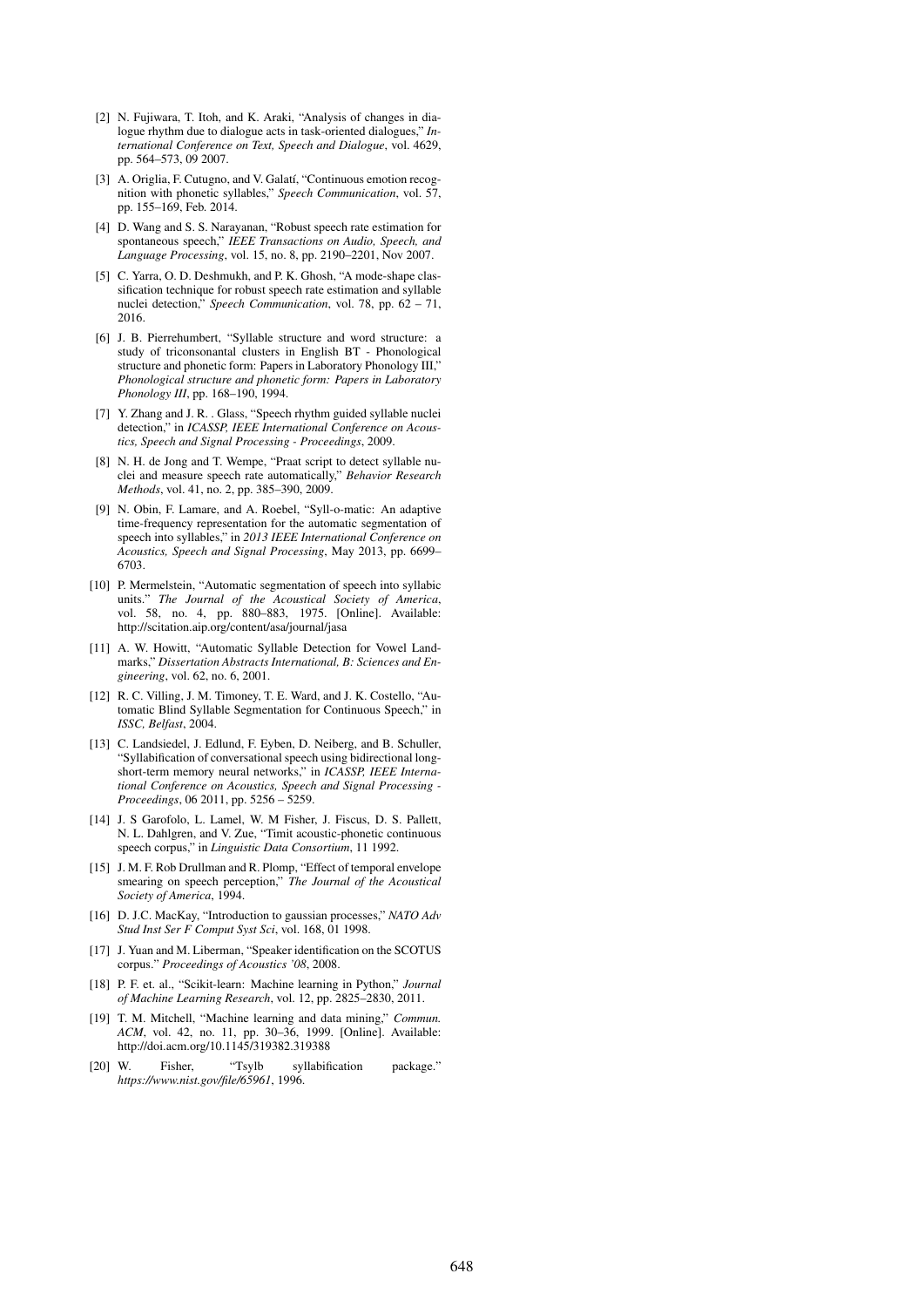[2] N. Fujiwara, T. Itoh, and K. Araki, "Analysis of changes in dialogue rhythm due to dialogue acts in task-oriented dialogues," *International Conference on Text, Speech and Dialogue*, vol. 4629, pp. 564–573, 09 2007.

[3] A. Origlia, F. Cutugno, and V. Galatí, "Continuous emotion recognition with phonetic syllables," *Speech Communication*, vol. 57, pp. 155–169, Feb. 2014.

[4] D. Wang and S. S. Narayanan, "Robust speech rate estimation for spontaneous speech," *IEEE Transactions on Audio, Speech, and Language Processing*, vol. 15, no. 8, pp. 2190–2201, Nov 2007.

[5] C. Yarra, O. D. Deshmukh, and P. K. Ghosh, "A mode-shape classification technique for robust speech rate estimation and syllable nuclei detection," *Speech Communication*, vol. 78, pp. 62 – 71, 2016.

[6] J. B. Pierrehumbert, "Syllable structure and word structure: a study of triconsonantal clusters in English BT - Phonological structure and phonetic form: Papers in Laboratory Phonology III," *Phonological structure and phonetic form: Papers in Laboratory Phonology III*, pp. 168–190, 1994.

[7] Y. Zhang and J. R. . Glass, "Speech rhythm guided syllable nuclei detection," in *ICASSP, IEEE International Conference on Acoustics, Speech and Signal Processing - Proceedings*, 2009.

[8] N. H. de Jong and T. Wempe, "Praat script to detect syllable nuclei and measure speech rate automatically," *Behavior Research Methods*, vol. 41, no. 2, pp. 385–390, 2009.

[9] N. Obin, F. Lamare, and A. Roebel, "Syll-o-matic: An adaptive time-frequency representation for the automatic segmentation of speech into syllables," in *2013 IEEE International Conference on Acoustics, Speech and Signal Processing*, May 2013, pp. 6699–6703.

[10] P. Mermelstein, "Automatic segmentation of speech into syllabic units." *The Journal of the Acoustical Society of America*, vol. 58, no. 4, pp. 880–883, 1975. [Online]. Available: http://scitation.aip.org/content/asa/journal/jasa

[11] A. W. Howitt, "Automatic Syllable Detection for Vowel Landmarks," *Dissertation Abstracts International, B: Sciences and Engineering*, vol. 62, no. 6, 2001.

[12] R. C. Villing, J. M. Timoney, T. E. Ward, and J. K. Costello, "Automatic Blind Syllable Segmentation for Continuous Speech," in *ISSC, Belfast*, 2004.

[13] C. Landsiedel, J. Edlund, F. Eyben, D. Neiberg, and B. Schuller, "Syllabification of conversational speech using bidirectional long-short-term memory neural networks," in *ICASSP, IEEE International Conference on Acoustics, Speech and Signal Processing - Proceedings*, 06 2011, pp. 5256 – 5259.

[14] J. S Garofolo, L. Lamel, W. M Fisher, J. Fiscus, D. S. Pallett, N. L. Dahlgren, and V. Zue, "Timit acoustic-phonetic continuous speech corpus," in *Linguistic Data Consortium*, 11 1992.

[15] J. M. F. Rob Drullman and R. Plomp, "Effect of temporal envelope smearing on speech perception," *The Journal of the Acoustical Society of America*, 1994.

[16] D. J.C. MacKay, "Introduction to gaussian processes," *NATO Adv Stud Inst Ser F Comput Syst Sci*, vol. 168, 01 1998.

[17] J. Yuan and M. Liberman, "Speaker identification on the SCOTUS corpus." *Proceedings of Acoustics '08*, 2008.

[18] P. F. et. al., "Scikit-learn: Machine learning in Python," *Journal of Machine Learning Research*, vol. 12, pp. 2825–2830, 2011.

[19] T. M. Mitchell, "Machine learning and data mining," *Commun. ACM*, vol. 42, no. 11, pp. 30–36, 1999. [Online]. Available: http://doi.acm.org/10.1145/319382.319388

[20] W. Fisher, "Tsylb syllabification package." *https://www.nist.gov/file/65961*, 1996.